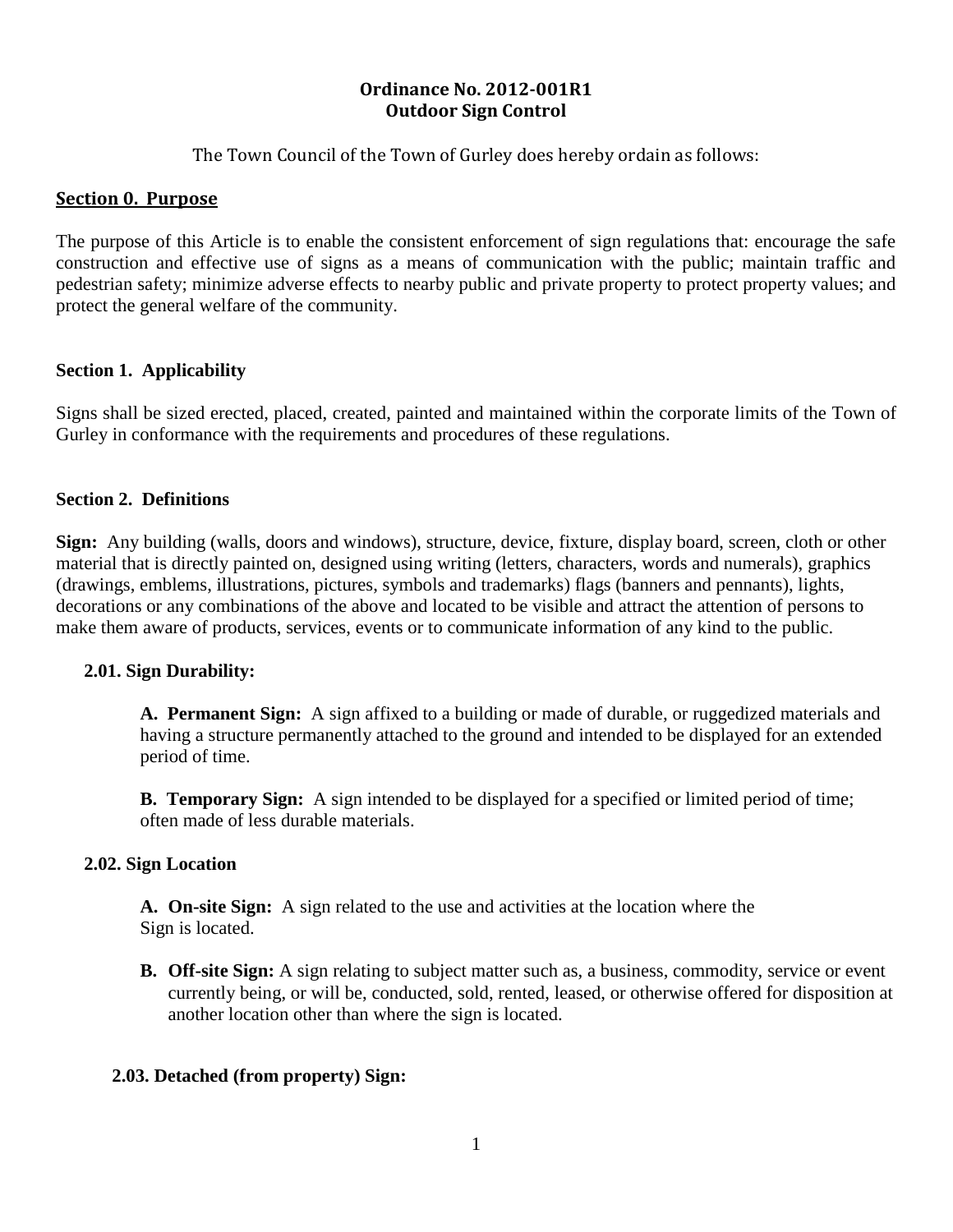# Ordinance No. 2012-001R1
# Outdoor Sign Control

The Town Council of the Town of Gurley does hereby ordain as follows:

## Section 0. Purpose

The purpose of this Article is to enable the consistent enforcement of sign regulations that: encourage the safe construction and effective use of signs as a means of communication with the public; maintain traffic and pedestrian safety; minimize adverse effects to nearby public and private property to protect property values; and protect the general welfare of the community.

## Section 1. Applicability

Signs shall be sized erected, placed, created, painted and maintained within the corporate limits of the Town of Gurley in conformance with the requirements and procedures of these regulations.

## Section 2. Definitions

**Sign:** Any building (walls, doors and windows), structure, device, fixture, display board, screen, cloth or other material that is directly painted on, designed using writing (letters, characters, words and numerals), graphics (drawings, emblems, illustrations, pictures, symbols and trademarks) flags (banners and pennants), lights, decorations or any combinations of the above and located to be visible and attract the attention of persons to make them aware of products, services, events or to communicate information of any kind to the public.

### 2.01. Sign Durability:

**A. Permanent Sign:** A sign affixed to a building or made of durable, or ruggedized materials and having a structure permanently attached to the ground and intended to be displayed for an extended period of time.

**B. Temporary Sign:** A sign intended to be displayed for a specified or limited period of time; often made of less durable materials.

### 2.02. Sign Location

**A. On-site Sign:** A sign related to the use and activities at the location where the Sign is located.

**B. Off-site Sign:** A sign relating to subject matter such as, a business, commodity, service or event currently being, or will be, conducted, sold, rented, leased, or otherwise offered for disposition at another location other than where the sign is located.

### 2.03. Detached (from property) Sign: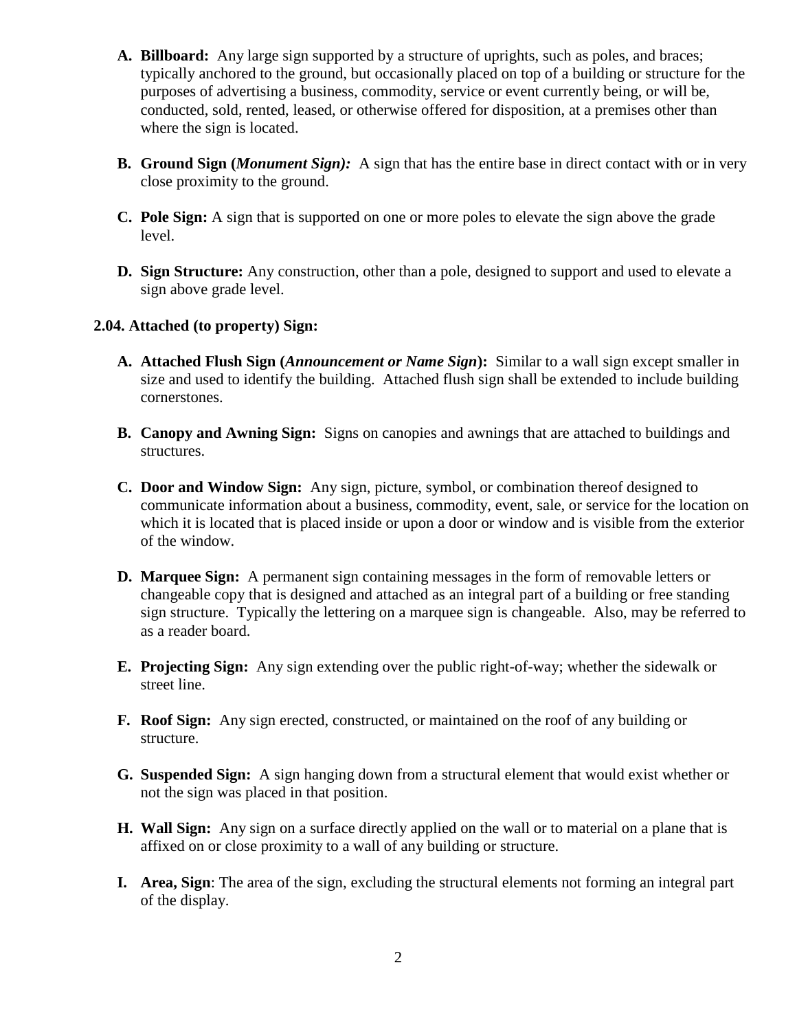A. **Billboard:** Any large sign supported by a structure of uprights, such as poles, and braces; typically anchored to the ground, but occasionally placed on top of a building or structure for the purposes of advertising a business, commodity, service or event currently being, or will be, conducted, sold, rented, leased, or otherwise offered for disposition, at a premises other than where the sign is located.

B. **Ground Sign (*Monument Sign):*** A sign that has the entire base in direct contact with or in very close proximity to the ground.

C. **Pole Sign:** A sign that is supported on one or more poles to elevate the sign above the grade level.

D. **Sign Structure:** Any construction, other than a pole, designed to support and used to elevate a sign above grade level.

**2.04. Attached (to property) Sign:**

A. **Attached Flush Sign (*Announcement or Name Sign*):** Similar to a wall sign except smaller in size and used to identify the building. Attached flush sign shall be extended to include building cornerstones.

B. **Canopy and Awning Sign:** Signs on canopies and awnings that are attached to buildings and structures.

C. **Door and Window Sign:** Any sign, picture, symbol, or combination thereof designed to communicate information about a business, commodity, event, sale, or service for the location on which it is located that is placed inside or upon a door or window and is visible from the exterior of the window.

D. **Marquee Sign:** A permanent sign containing messages in the form of removable letters or changeable copy that is designed and attached as an integral part of a building or free standing sign structure. Typically the lettering on a marquee sign is changeable. Also, may be referred to as a reader board.

E. **Projecting Sign:** Any sign extending over the public right-of-way; whether the sidewalk or street line.

F. **Roof Sign:** Any sign erected, constructed, or maintained on the roof of any building or structure.

G. **Suspended Sign:** A sign hanging down from a structural element that would exist whether or not the sign was placed in that position.

H. **Wall Sign:** Any sign on a surface directly applied on the wall or to material on a plane that is affixed on or close proximity to a wall of any building or structure.

I. **Area, Sign**: The area of the sign, excluding the structural elements not forming an integral part of the display.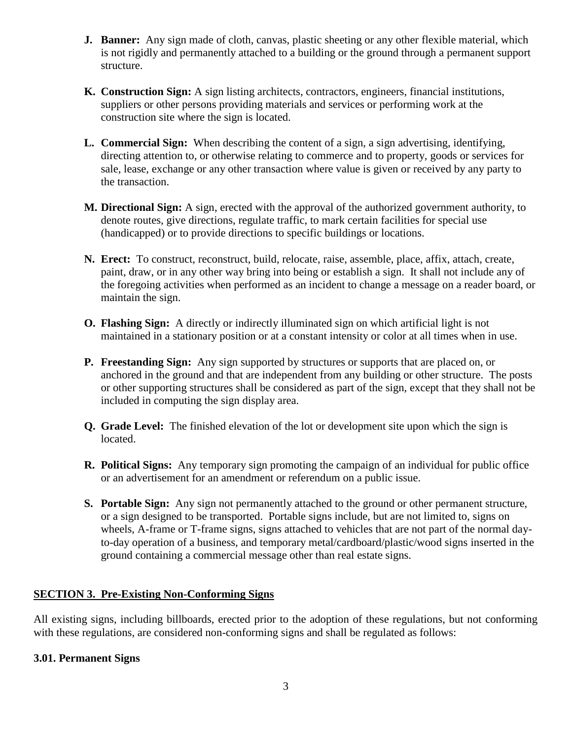- **J. Banner:** Any sign made of cloth, canvas, plastic sheeting or any other flexible material, which is not rigidly and permanently attached to a building or the ground through a permanent support structure.

- **K. Construction Sign:** A sign listing architects, contractors, engineers, financial institutions, suppliers or other persons providing materials and services or performing work at the construction site where the sign is located.

- **L. Commercial Sign:** When describing the content of a sign, a sign advertising, identifying, directing attention to, or otherwise relating to commerce and to property, goods or services for sale, lease, exchange or any other transaction where value is given or received by any party to the transaction.

- **M. Directional Sign:** A sign, erected with the approval of the authorized government authority, to denote routes, give directions, regulate traffic, to mark certain facilities for special use (handicapped) or to provide directions to specific buildings or locations.

- **N. Erect:** To construct, reconstruct, build, relocate, raise, assemble, place, affix, attach, create, paint, draw, or in any other way bring into being or establish a sign. It shall not include any of the foregoing activities when performed as an incident to change a message on a reader board, or maintain the sign.

- **O. Flashing Sign:** A directly or indirectly illuminated sign on which artificial light is not maintained in a stationary position or at a constant intensity or color at all times when in use.

- **P. Freestanding Sign:** Any sign supported by structures or supports that are placed on, or anchored in the ground and that are independent from any building or other structure. The posts or other supporting structures shall be considered as part of the sign, except that they shall not be included in computing the sign display area.

- **Q. Grade Level:** The finished elevation of the lot or development site upon which the sign is located.

- **R. Political Signs:** Any temporary sign promoting the campaign of an individual for public office or an advertisement for an amendment or referendum on a public issue.

- **S. Portable Sign:** Any sign not permanently attached to the ground or other permanent structure, or a sign designed to be transported. Portable signs include, but are not limited to, signs on wheels, A-frame or T-frame signs, signs attached to vehicles that are not part of the normal day-to-day operation of a business, and temporary metal/cardboard/plastic/wood signs inserted in the ground containing a commercial message other than real estate signs.

## SECTION 3. Pre-Existing Non-Conforming Signs

All existing signs, including billboards, erected prior to the adoption of these regulations, but not conforming with these regulations, are considered non-conforming signs and shall be regulated as follows:

### 3.01. Permanent Signs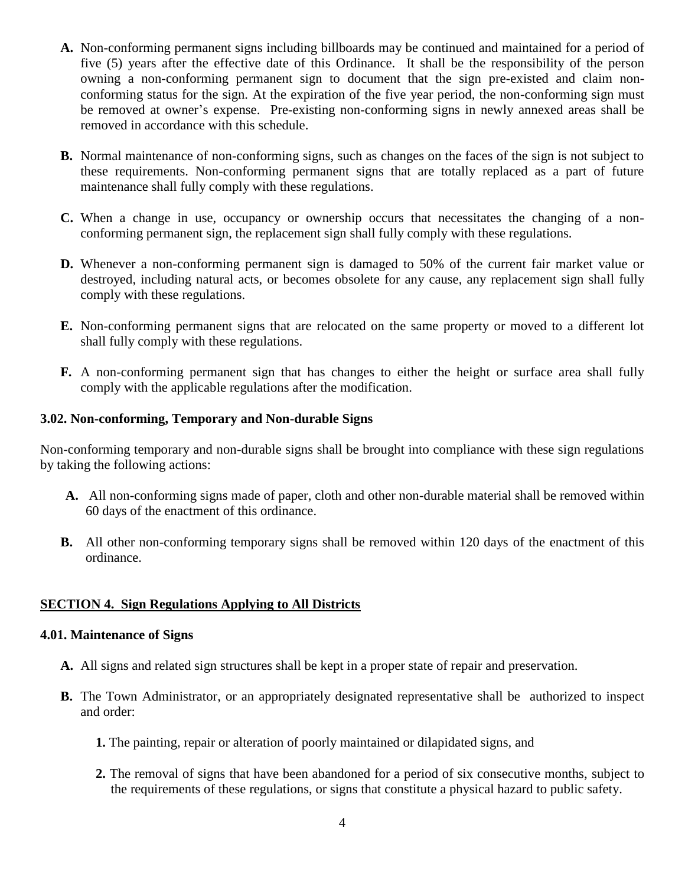**A.** Non-conforming permanent signs including billboards may be continued and maintained for a period of five (5) years after the effective date of this Ordinance. It shall be the responsibility of the person owning a non-conforming permanent sign to document that the sign pre-existed and claim non-conforming status for the sign. At the expiration of the five year period, the non-conforming sign must be removed at owner's expense. Pre-existing non-conforming signs in newly annexed areas shall be removed in accordance with this schedule.

**B.** Normal maintenance of non-conforming signs, such as changes on the faces of the sign is not subject to these requirements. Non-conforming permanent signs that are totally replaced as a part of future maintenance shall fully comply with these regulations.

**C.** When a change in use, occupancy or ownership occurs that necessitates the changing of a non-conforming permanent sign, the replacement sign shall fully comply with these regulations.

**D.** Whenever a non-conforming permanent sign is damaged to 50% of the current fair market value or destroyed, including natural acts, or becomes obsolete for any cause, any replacement sign shall fully comply with these regulations.

**E.** Non-conforming permanent signs that are relocated on the same property or moved to a different lot shall fully comply with these regulations.

**F.** A non-conforming permanent sign that has changes to either the height or surface area shall fully comply with the applicable regulations after the modification.

### 3.02. Non-conforming, Temporary and Non-durable Signs

Non-conforming temporary and non-durable signs shall be brought into compliance with these sign regulations by taking the following actions:

**A.** All non-conforming signs made of paper, cloth and other non-durable material shall be removed within 60 days of the enactment of this ordinance.

**B.** All other non-conforming temporary signs shall be removed within 120 days of the enactment of this ordinance.

## SECTION 4. Sign Regulations Applying to All Districts

### 4.01. Maintenance of Signs

**A.** All signs and related sign structures shall be kept in a proper state of repair and preservation.

**B.** The Town Administrator, or an appropriately designated representative shall be authorized to inspect and order:

**1.** The painting, repair or alteration of poorly maintained or dilapidated signs, and

**2.** The removal of signs that have been abandoned for a period of six consecutive months, subject to the requirements of these regulations, or signs that constitute a physical hazard to public safety.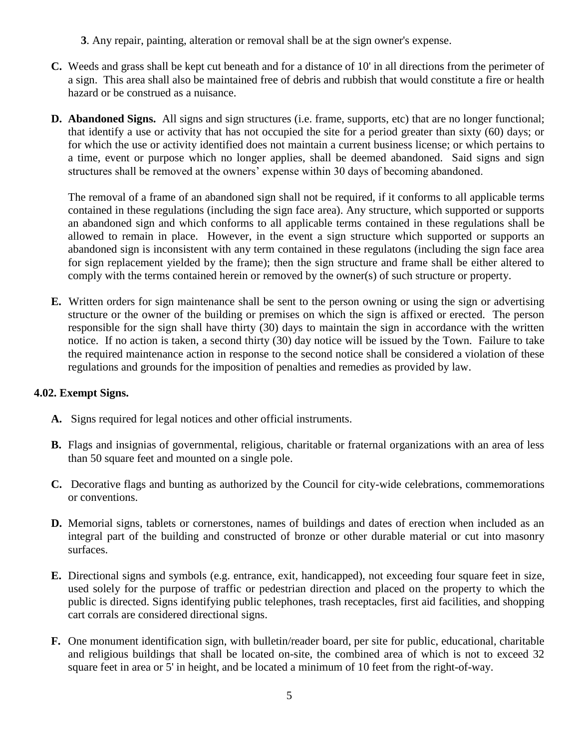**3**. Any repair, painting, alteration or removal shall be at the sign owner's expense.

**C.** Weeds and grass shall be kept cut beneath and for a distance of 10' in all directions from the perimeter of a sign. This area shall also be maintained free of debris and rubbish that would constitute a fire or health hazard or be construed as a nuisance.

**D. Abandoned Signs.** All signs and sign structures (i.e. frame, supports, etc) that are no longer functional; that identify a use or activity that has not occupied the site for a period greater than sixty (60) days; or for which the use or activity identified does not maintain a current business license; or which pertains to a time, event or purpose which no longer applies, shall be deemed abandoned. Said signs and sign structures shall be removed at the owners' expense within 30 days of becoming abandoned.

The removal of a frame of an abandoned sign shall not be required, if it conforms to all applicable terms contained in these regulations (including the sign face area). Any structure, which supported or supports an abandoned sign and which conforms to all applicable terms contained in these regulations shall be allowed to remain in place. However, in the event a sign structure which supported or supports an abandoned sign is inconsistent with any term contained in these regulatons (including the sign face area for sign replacement yielded by the frame); then the sign structure and frame shall be either altered to comply with the terms contained herein or removed by the owner(s) of such structure or property.

**E.** Written orders for sign maintenance shall be sent to the person owning or using the sign or advertising structure or the owner of the building or premises on which the sign is affixed or erected. The person responsible for the sign shall have thirty (30) days to maintain the sign in accordance with the written notice. If no action is taken, a second thirty (30) day notice will be issued by the Town. Failure to take the required maintenance action in response to the second notice shall be considered a violation of these regulations and grounds for the imposition of penalties and remedies as provided by law.

**4.02. Exempt Signs.**

**A.** Signs required for legal notices and other official instruments.

**B.** Flags and insignias of governmental, religious, charitable or fraternal organizations with an area of less than 50 square feet and mounted on a single pole.

**C.** Decorative flags and bunting as authorized by the Council for city-wide celebrations, commemorations or conventions.

**D.** Memorial signs, tablets or cornerstones, names of buildings and dates of erection when included as an integral part of the building and constructed of bronze or other durable material or cut into masonry surfaces.

**E.** Directional signs and symbols (e.g. entrance, exit, handicapped), not exceeding four square feet in size, used solely for the purpose of traffic or pedestrian direction and placed on the property to which the public is directed. Signs identifying public telephones, trash receptacles, first aid facilities, and shopping cart corrals are considered directional signs.

**F.** One monument identification sign, with bulletin/reader board, per site for public, educational, charitable and religious buildings that shall be located on-site, the combined area of which is not to exceed 32 square feet in area or 5' in height, and be located a minimum of 10 feet from the right-of-way.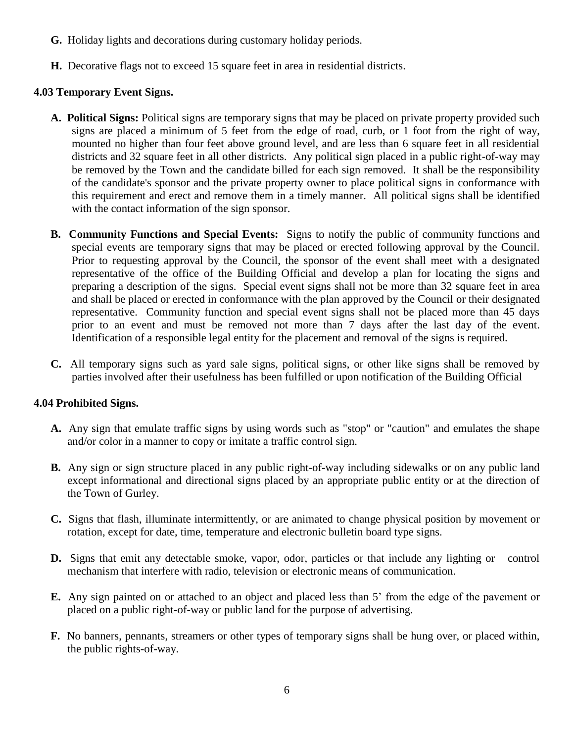**G.** Holiday lights and decorations during customary holiday periods.

**H.** Decorative flags not to exceed 15 square feet in area in residential districts.

### 4.03 Temporary Event Signs.

**A. Political Signs:** Political signs are temporary signs that may be placed on private property provided such signs are placed a minimum of 5 feet from the edge of road, curb, or 1 foot from the right of way, mounted no higher than four feet above ground level, and are less than 6 square feet in all residential districts and 32 square feet in all other districts. Any political sign placed in a public right-of-way may be removed by the Town and the candidate billed for each sign removed. It shall be the responsibility of the candidate's sponsor and the private property owner to place political signs in conformance with this requirement and erect and remove them in a timely manner. All political signs shall be identified with the contact information of the sign sponsor.

**B. Community Functions and Special Events:** Signs to notify the public of community functions and special events are temporary signs that may be placed or erected following approval by the Council. Prior to requesting approval by the Council, the sponsor of the event shall meet with a designated representative of the office of the Building Official and develop a plan for locating the signs and preparing a description of the signs. Special event signs shall not be more than 32 square feet in area and shall be placed or erected in conformance with the plan approved by the Council or their designated representative. Community function and special event signs shall not be placed more than 45 days prior to an event and must be removed not more than 7 days after the last day of the event. Identification of a responsible legal entity for the placement and removal of the signs is required.

**C.** All temporary signs such as yard sale signs, political signs, or other like signs shall be removed by parties involved after their usefulness has been fulfilled or upon notification of the Building Official

### 4.04 Prohibited Signs.

**A.** Any sign that emulate traffic signs by using words such as "stop" or "caution" and emulates the shape and/or color in a manner to copy or imitate a traffic control sign.

**B.** Any sign or sign structure placed in any public right-of-way including sidewalks or on any public land except informational and directional signs placed by an appropriate public entity or at the direction of the Town of Gurley.

**C.** Signs that flash, illuminate intermittently, or are animated to change physical position by movement or rotation, except for date, time, temperature and electronic bulletin board type signs.

**D.** Signs that emit any detectable smoke, vapor, odor, particles or that include any lighting or control mechanism that interfere with radio, television or electronic means of communication.

**E.** Any sign painted on or attached to an object and placed less than 5' from the edge of the pavement or placed on a public right-of-way or public land for the purpose of advertising.

**F.** No banners, pennants, streamers or other types of temporary signs shall be hung over, or placed within, the public rights-of-way.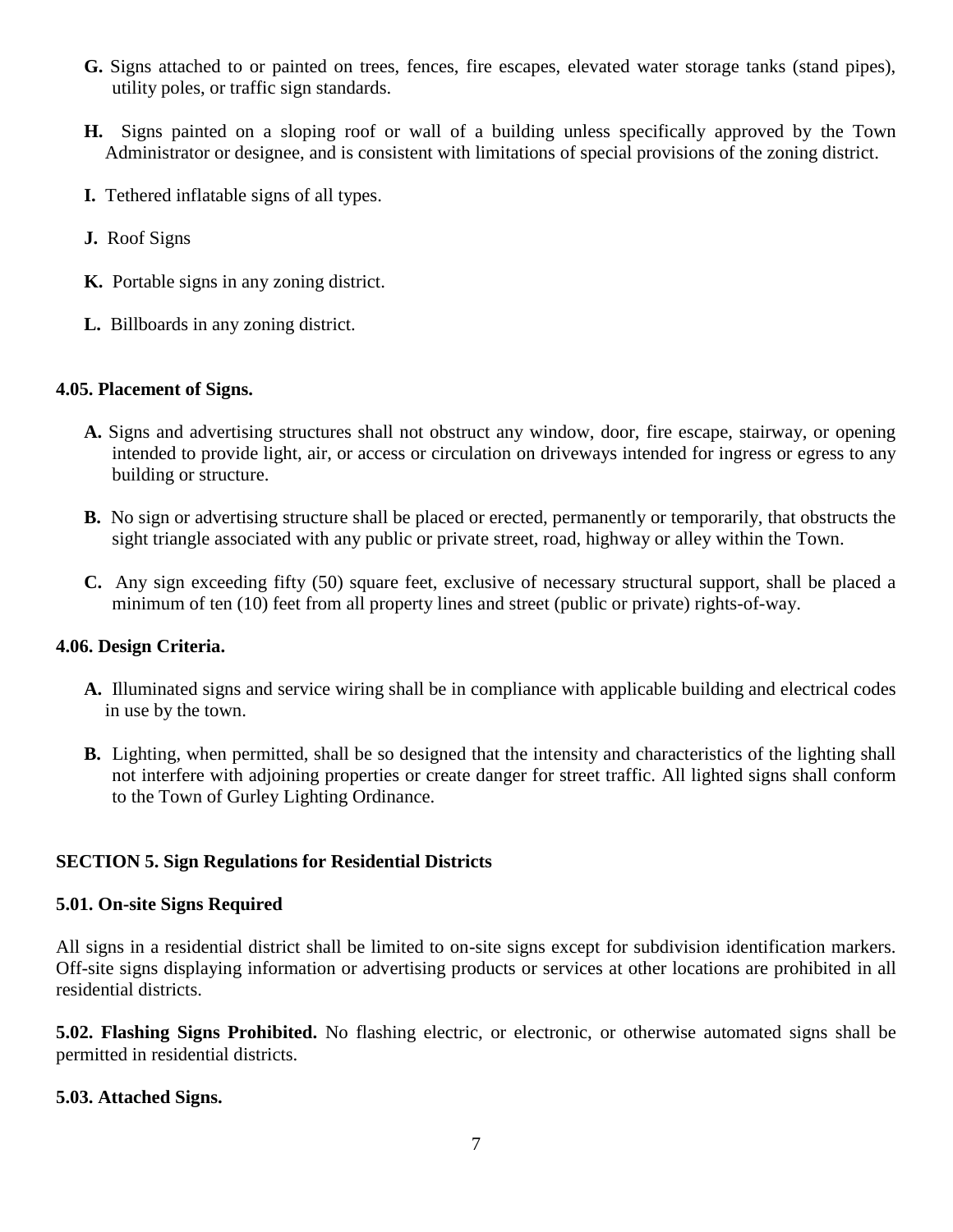**G.** Signs attached to or painted on trees, fences, fire escapes, elevated water storage tanks (stand pipes), utility poles, or traffic sign standards.

**H.** Signs painted on a sloping roof or wall of a building unless specifically approved by the Town Administrator or designee, and is consistent with limitations of special provisions of the zoning district.

**I.** Tethered inflatable signs of all types.

**J.** Roof Signs

**K.** Portable signs in any zoning district.

**L.** Billboards in any zoning district.

### 4.05. Placement of Signs.

**A.** Signs and advertising structures shall not obstruct any window, door, fire escape, stairway, or opening intended to provide light, air, or access or circulation on driveways intended for ingress or egress to any building or structure.

**B.** No sign or advertising structure shall be placed or erected, permanently or temporarily, that obstructs the sight triangle associated with any public or private street, road, highway or alley within the Town.

**C.** Any sign exceeding fifty (50) square feet, exclusive of necessary structural support, shall be placed a minimum of ten (10) feet from all property lines and street (public or private) rights-of-way.

### 4.06. Design Criteria.

**A.** Illuminated signs and service wiring shall be in compliance with applicable building and electrical codes in use by the town.

**B.** Lighting, when permitted, shall be so designed that the intensity and characteristics of the lighting shall not interfere with adjoining properties or create danger for street traffic. All lighted signs shall conform to the Town of Gurley Lighting Ordinance.

## SECTION 5. Sign Regulations for Residential Districts

### 5.01. On-site Signs Required

All signs in a residential district shall be limited to on-site signs except for subdivision identification markers. Off-site signs displaying information or advertising products or services at other locations are prohibited in all residential districts.

**5.02. Flashing Signs Prohibited.** No flashing electric, or electronic, or otherwise automated signs shall be permitted in residential districts.

### 5.03. Attached Signs.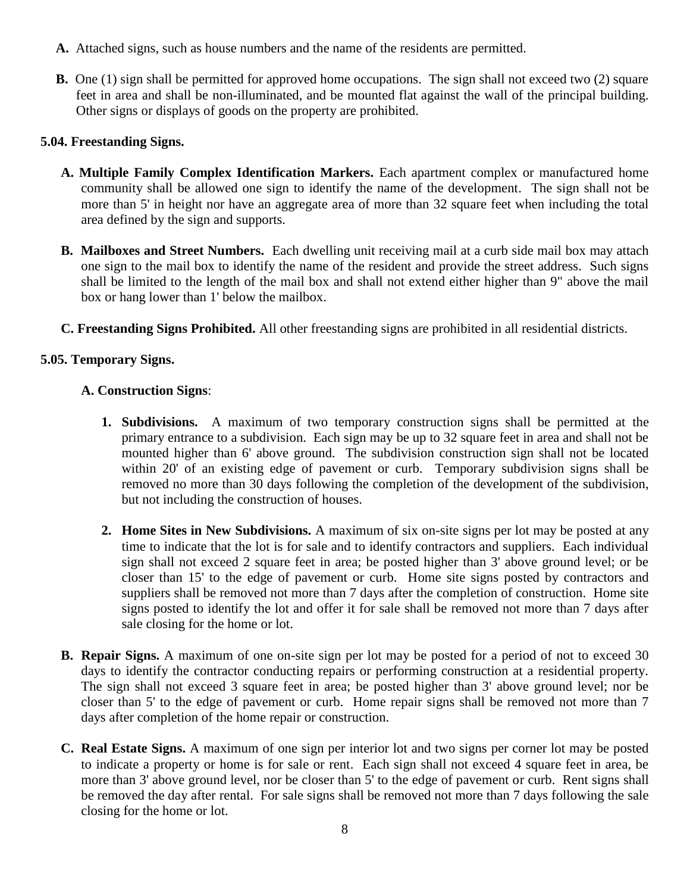**A.** Attached signs, such as house numbers and the name of the residents are permitted.

**B.** One (1) sign shall be permitted for approved home occupations. The sign shall not exceed two (2) square feet in area and shall be non-illuminated, and be mounted flat against the wall of the principal building. Other signs or displays of goods on the property are prohibited.

### 5.04. Freestanding Signs.

**A. Multiple Family Complex Identification Markers.** Each apartment complex or manufactured home community shall be allowed one sign to identify the name of the development. The sign shall not be more than 5' in height nor have an aggregate area of more than 32 square feet when including the total area defined by the sign and supports.

**B. Mailboxes and Street Numbers.** Each dwelling unit receiving mail at a curb side mail box may attach one sign to the mail box to identify the name of the resident and provide the street address. Such signs shall be limited to the length of the mail box and shall not extend either higher than 9" above the mail box or hang lower than 1' below the mailbox.

**C. Freestanding Signs Prohibited.** All other freestanding signs are prohibited in all residential districts.

### 5.05. Temporary Signs.

**A. Construction Signs**:

1. **Subdivisions.** A maximum of two temporary construction signs shall be permitted at the primary entrance to a subdivision. Each sign may be up to 32 square feet in area and shall not be mounted higher than 6' above ground. The subdivision construction sign shall not be located within 20' of an existing edge of pavement or curb. Temporary subdivision signs shall be removed no more than 30 days following the completion of the development of the subdivision, but not including the construction of houses.

2. **Home Sites in New Subdivisions.** A maximum of six on-site signs per lot may be posted at any time to indicate that the lot is for sale and to identify contractors and suppliers. Each individual sign shall not exceed 2 square feet in area; be posted higher than 3' above ground level; or be closer than 15' to the edge of pavement or curb. Home site signs posted by contractors and suppliers shall be removed not more than 7 days after the completion of construction. Home site signs posted to identify the lot and offer it for sale shall be removed not more than 7 days after sale closing for the home or lot.

**B. Repair Signs.** A maximum of one on-site sign per lot may be posted for a period of not to exceed 30 days to identify the contractor conducting repairs or performing construction at a residential property. The sign shall not exceed 3 square feet in area; be posted higher than 3' above ground level; nor be closer than 5' to the edge of pavement or curb. Home repair signs shall be removed not more than 7 days after completion of the home repair or construction.

**C. Real Estate Signs.** A maximum of one sign per interior lot and two signs per corner lot may be posted to indicate a property or home is for sale or rent. Each sign shall not exceed 4 square feet in area, be more than 3' above ground level, nor be closer than 5' to the edge of pavement or curb. Rent signs shall be removed the day after rental. For sale signs shall be removed not more than 7 days following the sale closing for the home or lot.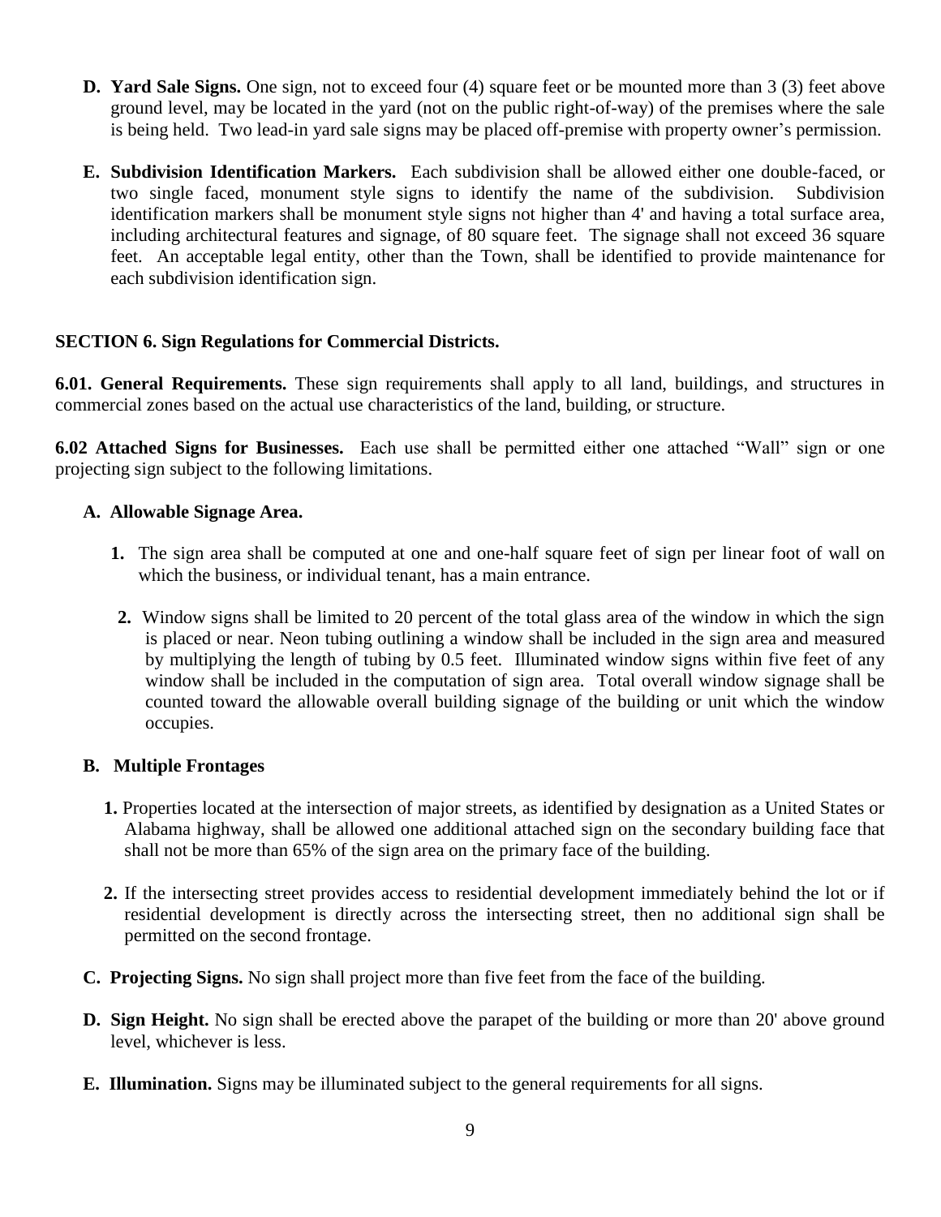**D. Yard Sale Signs.** One sign, not to exceed four (4) square feet or be mounted more than 3 (3) feet above ground level, may be located in the yard (not on the public right-of-way) of the premises where the sale is being held. Two lead-in yard sale signs may be placed off-premise with property owner's permission.

**E. Subdivision Identification Markers.** Each subdivision shall be allowed either one double-faced, or two single faced, monument style signs to identify the name of the subdivision. Subdivision identification markers shall be monument style signs not higher than 4' and having a total surface area, including architectural features and signage, of 80 square feet. The signage shall not exceed 36 square feet. An acceptable legal entity, other than the Town, shall be identified to provide maintenance for each subdivision identification sign.

## SECTION 6. Sign Regulations for Commercial Districts.

**6.01. General Requirements.** These sign requirements shall apply to all land, buildings, and structures in commercial zones based on the actual use characteristics of the land, building, or structure.

**6.02 Attached Signs for Businesses.** Each use shall be permitted either one attached "Wall" sign or one projecting sign subject to the following limitations.

**A. Allowable Signage Area.**

1. The sign area shall be computed at one and one-half square feet of sign per linear foot of wall on which the business, or individual tenant, has a main entrance.
2. Window signs shall be limited to 20 percent of the total glass area of the window in which the sign is placed or near. Neon tubing outlining a window shall be included in the sign area and measured by multiplying the length of tubing by 0.5 feet. Illuminated window signs within five feet of any window shall be included in the computation of sign area. Total overall window signage shall be counted toward the allowable overall building signage of the building or unit which the window occupies.

**B. Multiple Frontages**

1. Properties located at the intersection of major streets, as identified by designation as a United States or Alabama highway, shall be allowed one additional attached sign on the secondary building face that shall not be more than 65% of the sign area on the primary face of the building.
2. If the intersecting street provides access to residential development immediately behind the lot or if residential development is directly across the intersecting street, then no additional sign shall be permitted on the second frontage.

**C. Projecting Signs.** No sign shall project more than five feet from the face of the building.

**D. Sign Height.** No sign shall be erected above the parapet of the building or more than 20' above ground level, whichever is less.

**E. Illumination.** Signs may be illuminated subject to the general requirements for all signs.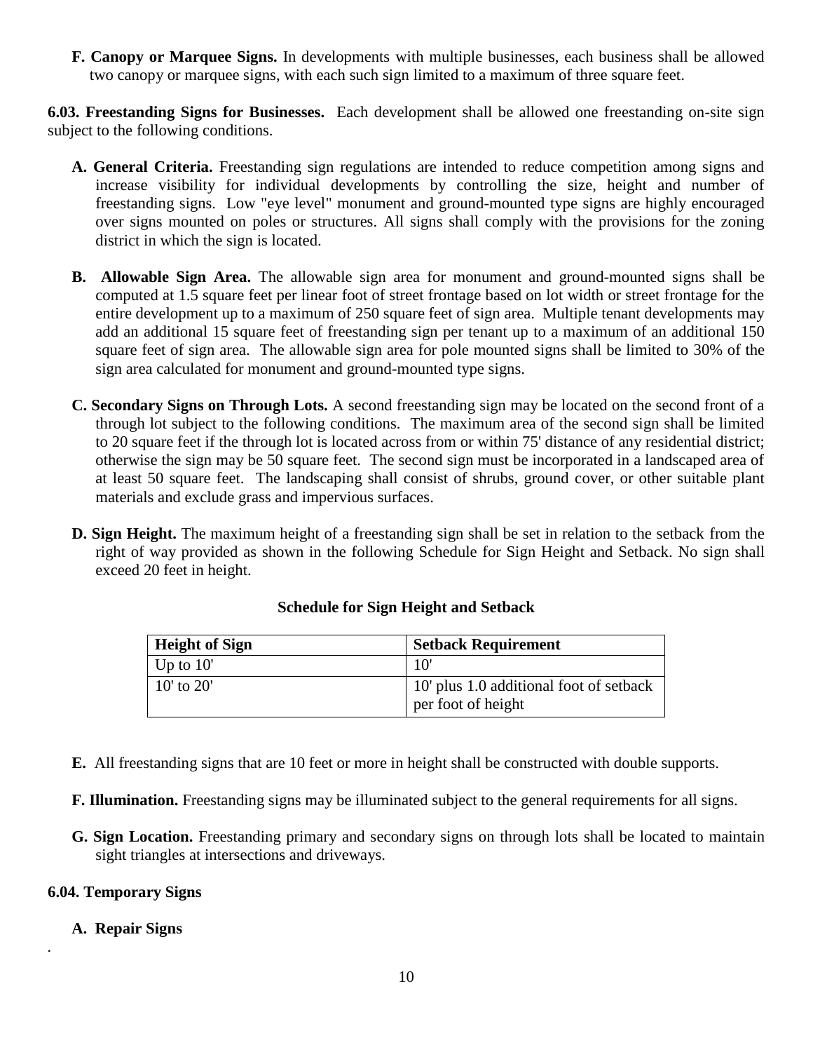**F. Canopy or Marquee Signs.** In developments with multiple businesses, each business shall be allowed two canopy or marquee signs, with each such sign limited to a maximum of three square feet.

**6.03. Freestanding Signs for Businesses.** Each development shall be allowed one freestanding on-site sign subject to the following conditions.

**A. General Criteria.** Freestanding sign regulations are intended to reduce competition among signs and increase visibility for individual developments by controlling the size, height and number of freestanding signs. Low "eye level" monument and ground-mounted type signs are highly encouraged over signs mounted on poles or structures. All signs shall comply with the provisions for the zoning district in which the sign is located.

**B. Allowable Sign Area.** The allowable sign area for monument and ground-mounted signs shall be computed at 1.5 square feet per linear foot of street frontage based on lot width or street frontage for the entire development up to a maximum of 250 square feet of sign area. Multiple tenant developments may add an additional 15 square feet of freestanding sign per tenant up to a maximum of an additional 150 square feet of sign area. The allowable sign area for pole mounted signs shall be limited to 30% of the sign area calculated for monument and ground-mounted type signs.

**C. Secondary Signs on Through Lots.** A second freestanding sign may be located on the second front of a through lot subject to the following conditions. The maximum area of the second sign shall be limited to 20 square feet if the through lot is located across from or within 75' distance of any residential district; otherwise the sign may be 50 square feet. The second sign must be incorporated in a landscaped area of at least 50 square feet. The landscaping shall consist of shrubs, ground cover, or other suitable plant materials and exclude grass and impervious surfaces.

**D. Sign Height.** The maximum height of a freestanding sign shall be set in relation to the setback from the right of way provided as shown in the following Schedule for Sign Height and Setback. No sign shall exceed 20 feet in height.

**Schedule for Sign Height and Setback**

| Height of Sign | Setback Requirement |
|---|---|
| Up to 10' | 10' |
| 10' to 20' | 10' plus 1.0 additional foot of setback per foot of height |

**E.** All freestanding signs that are 10 feet or more in height shall be constructed with double supports.

**F. Illumination.** Freestanding signs may be illuminated subject to the general requirements for all signs.

**G. Sign Location.** Freestanding primary and secondary signs on through lots shall be located to maintain sight triangles at intersections and driveways.

**6.04. Temporary Signs**

**A. Repair Signs**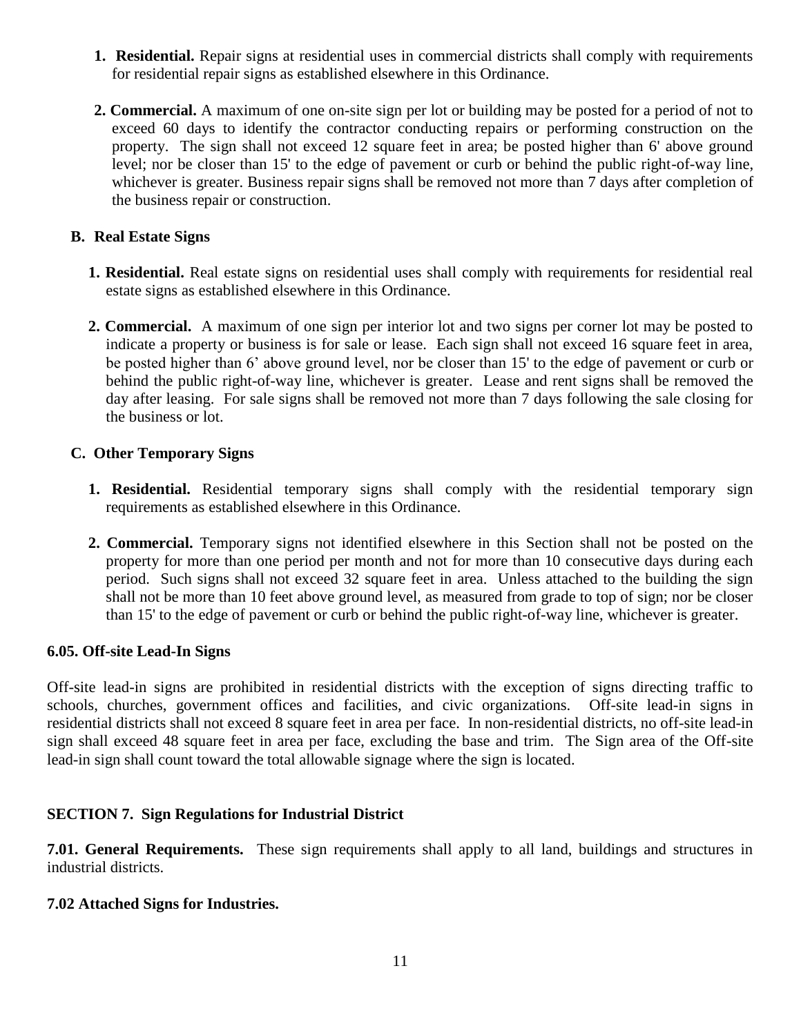1. **Residential.** Repair signs at residential uses in commercial districts shall comply with requirements for residential repair signs as established elsewhere in this Ordinance.

2. **Commercial.** A maximum of one on-site sign per lot or building may be posted for a period of not to exceed 60 days to identify the contractor conducting repairs or performing construction on the property. The sign shall not exceed 12 square feet in area; be posted higher than 6' above ground level; nor be closer than 15' to the edge of pavement or curb or behind the public right-of-way line, whichever is greater. Business repair signs shall be removed not more than 7 days after completion of the business repair or construction.

**B. Real Estate Signs**

1. **Residential.** Real estate signs on residential uses shall comply with requirements for residential real estate signs as established elsewhere in this Ordinance.

2. **Commercial.** A maximum of one sign per interior lot and two signs per corner lot may be posted to indicate a property or business is for sale or lease. Each sign shall not exceed 16 square feet in area, be posted higher than 6' above ground level, nor be closer than 15' to the edge of pavement or curb or behind the public right-of-way line, whichever is greater. Lease and rent signs shall be removed the day after leasing. For sale signs shall be removed not more than 7 days following the sale closing for the business or lot.

**C. Other Temporary Signs**

1. **Residential.** Residential temporary signs shall comply with the residential temporary sign requirements as established elsewhere in this Ordinance.

2. **Commercial.** Temporary signs not identified elsewhere in this Section shall not be posted on the property for more than one period per month and not for more than 10 consecutive days during each period. Such signs shall not exceed 32 square feet in area. Unless attached to the building the sign shall not be more than 10 feet above ground level, as measured from grade to top of sign; nor be closer than 15' to the edge of pavement or curb or behind the public right-of-way line, whichever is greater.

**6.05. Off-site Lead-In Signs**

Off-site lead-in signs are prohibited in residential districts with the exception of signs directing traffic to schools, churches, government offices and facilities, and civic organizations. Off-site lead-in signs in residential districts shall not exceed 8 square feet in area per face. In non-residential districts, no off-site lead-in sign shall exceed 48 square feet in area per face, excluding the base and trim. The Sign area of the Off-site lead-in sign shall count toward the total allowable signage where the sign is located.

## SECTION 7. Sign Regulations for Industrial District

**7.01. General Requirements.** These sign requirements shall apply to all land, buildings and structures in industrial districts.

**7.02 Attached Signs for Industries.**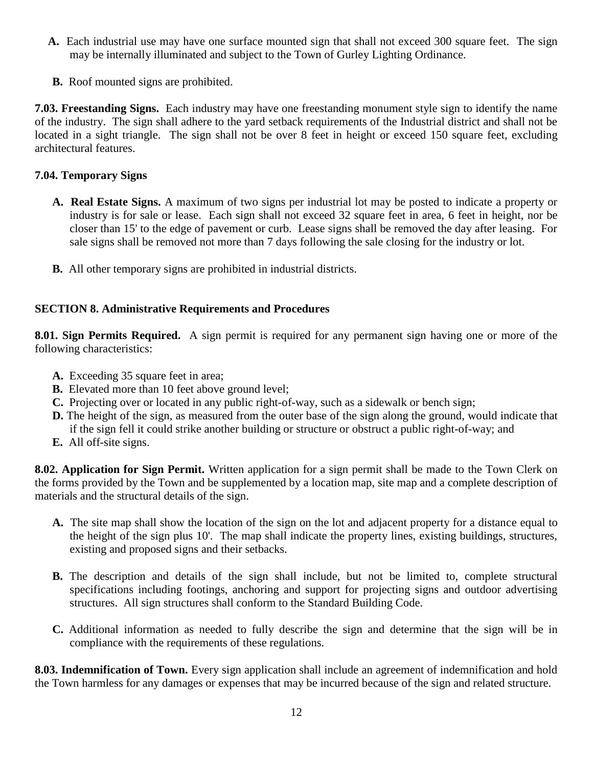**A.** Each industrial use may have one surface mounted sign that shall not exceed 300 square feet. The sign may be internally illuminated and subject to the Town of Gurley Lighting Ordinance.

**B.** Roof mounted signs are prohibited.

**7.03. Freestanding Signs.** Each industry may have one freestanding monument style sign to identify the name of the industry. The sign shall adhere to the yard setback requirements of the Industrial district and shall not be located in a sight triangle. The sign shall not be over 8 feet in height or exceed 150 square feet, excluding architectural features.

**7.04. Temporary Signs**

**A. Real Estate Signs.** A maximum of two signs per industrial lot may be posted to indicate a property or industry is for sale or lease. Each sign shall not exceed 32 square feet in area, 6 feet in height, nor be closer than 15' to the edge of pavement or curb. Lease signs shall be removed the day after leasing. For sale signs shall be removed not more than 7 days following the sale closing for the industry or lot.

**B.** All other temporary signs are prohibited in industrial districts.

## SECTION 8. Administrative Requirements and Procedures

**8.01. Sign Permits Required.** A sign permit is required for any permanent sign having one or more of the following characteristics:

**A.** Exceeding 35 square feet in area;
**B.** Elevated more than 10 feet above ground level;
**C.** Projecting over or located in any public right-of-way, such as a sidewalk or bench sign;
**D.** The height of the sign, as measured from the outer base of the sign along the ground, would indicate that if the sign fell it could strike another building or structure or obstruct a public right-of-way; and
**E.** All off-site signs.

**8.02. Application for Sign Permit.** Written application for a sign permit shall be made to the Town Clerk on the forms provided by the Town and be supplemented by a location map, site map and a complete description of materials and the structural details of the sign.

**A.** The site map shall show the location of the sign on the lot and adjacent property for a distance equal to the height of the sign plus 10'. The map shall indicate the property lines, existing buildings, structures, existing and proposed signs and their setbacks.

**B.** The description and details of the sign shall include, but not be limited to, complete structural specifications including footings, anchoring and support for projecting signs and outdoor advertising structures. All sign structures shall conform to the Standard Building Code.

**C.** Additional information as needed to fully describe the sign and determine that the sign will be in compliance with the requirements of these regulations.

**8.03. Indemnification of Town.** Every sign application shall include an agreement of indemnification and hold the Town harmless for any damages or expenses that may be incurred because of the sign and related structure.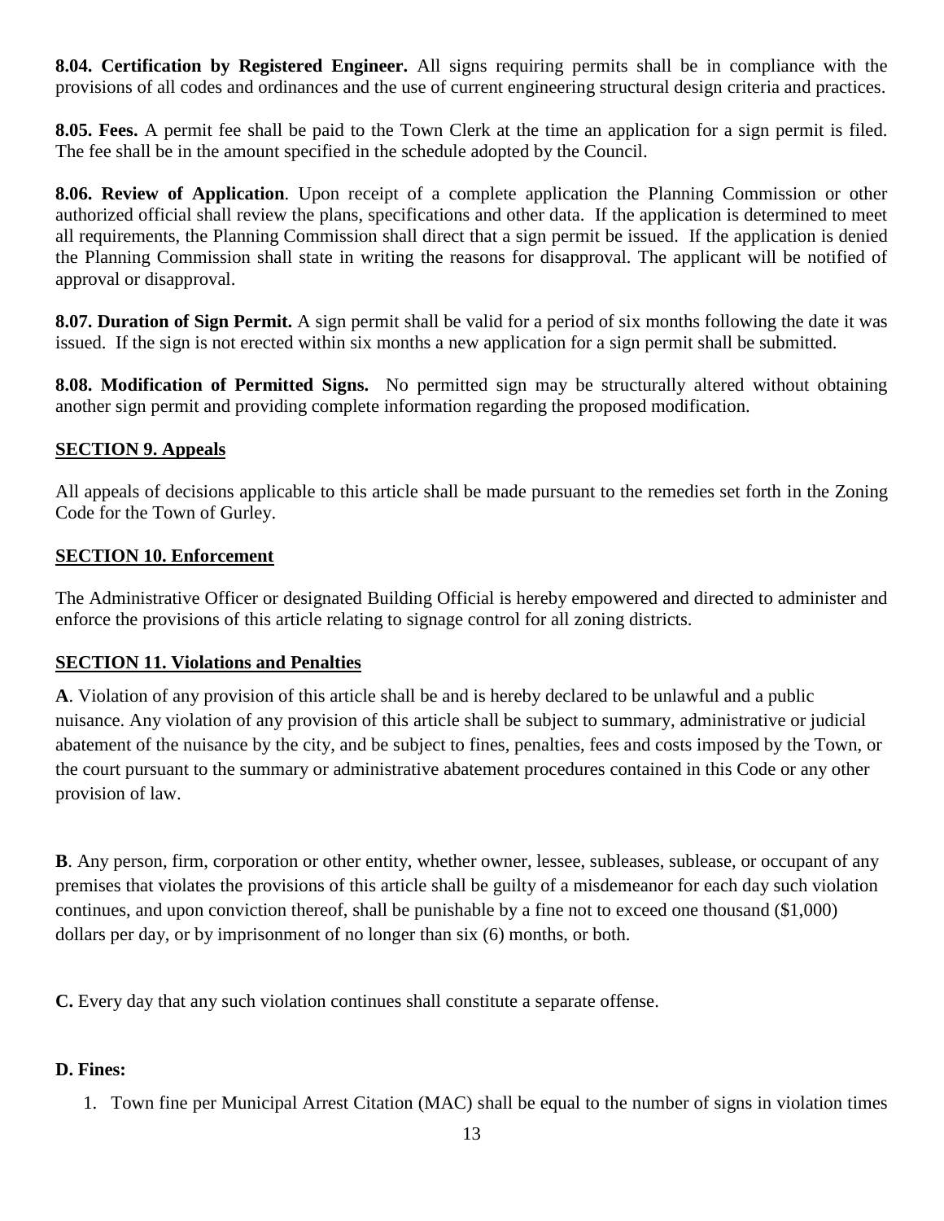**8.04. Certification by Registered Engineer.** All signs requiring permits shall be in compliance with the provisions of all codes and ordinances and the use of current engineering structural design criteria and practices.

**8.05. Fees.** A permit fee shall be paid to the Town Clerk at the time an application for a sign permit is filed. The fee shall be in the amount specified in the schedule adopted by the Council.

**8.06. Review of Application**. Upon receipt of a complete application the Planning Commission or other authorized official shall review the plans, specifications and other data. If the application is determined to meet all requirements, the Planning Commission shall direct that a sign permit be issued. If the application is denied the Planning Commission shall state in writing the reasons for disapproval. The applicant will be notified of approval or disapproval.

**8.07. Duration of Sign Permit.** A sign permit shall be valid for a period of six months following the date it was issued. If the sign is not erected within six months a new application for a sign permit shall be submitted.

**8.08. Modification of Permitted Signs.** No permitted sign may be structurally altered without obtaining another sign permit and providing complete information regarding the proposed modification.

## SECTION 9. Appeals

All appeals of decisions applicable to this article shall be made pursuant to the remedies set forth in the Zoning Code for the Town of Gurley.

## SECTION 10. Enforcement

The Administrative Officer or designated Building Official is hereby empowered and directed to administer and enforce the provisions of this article relating to signage control for all zoning districts.

## SECTION 11. Violations and Penalties

**A**. Violation of any provision of this article shall be and is hereby declared to be unlawful and a public nuisance. Any violation of any provision of this article shall be subject to summary, administrative or judicial abatement of the nuisance by the city, and be subject to fines, penalties, fees and costs imposed by the Town, or the court pursuant to the summary or administrative abatement procedures contained in this Code or any other provision of law.

**B**. Any person, firm, corporation or other entity, whether owner, lessee, subleases, sublease, or occupant of any premises that violates the provisions of this article shall be guilty of a misdemeanor for each day such violation continues, and upon conviction thereof, shall be punishable by a fine not to exceed one thousand ($1,000) dollars per day, or by imprisonment of no longer than six (6) months, or both.

**C.** Every day that any such violation continues shall constitute a separate offense.

**D. Fines:**

1. Town fine per Municipal Arrest Citation (MAC) shall be equal to the number of signs in violation times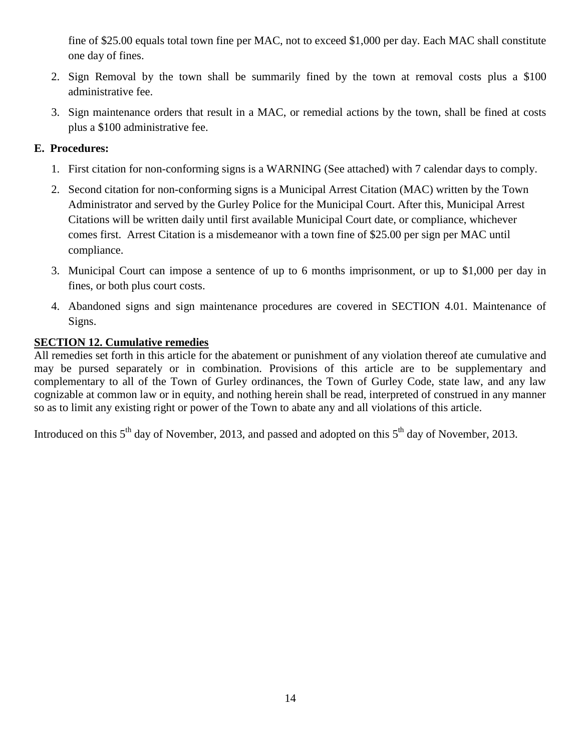fine of $25.00 equals total town fine per MAC, not to exceed $1,000 per day. Each MAC shall constitute one day of fines.

2. Sign Removal by the town shall be summarily fined by the town at removal costs plus a $100 administrative fee.
3. Sign maintenance orders that result in a MAC, or remedial actions by the town, shall be fined at costs plus a $100 administrative fee.

**E. Procedures:**

1. First citation for non-conforming signs is a WARNING (See attached) with 7 calendar days to comply.
2. Second citation for non-conforming signs is a Municipal Arrest Citation (MAC) written by the Town Administrator and served by the Gurley Police for the Municipal Court. After this, Municipal Arrest Citations will be written daily until first available Municipal Court date, or compliance, whichever comes first. Arrest Citation is a misdemeanor with a town fine of $25.00 per sign per MAC until compliance.
3. Municipal Court can impose a sentence of up to 6 months imprisonment, or up to $1,000 per day in fines, or both plus court costs.
4. Abandoned signs and sign maintenance procedures are covered in SECTION 4.01. Maintenance of Signs.

**SECTION 12. Cumulative remedies**

All remedies set forth in this article for the abatement or punishment of any violation thereof ate cumulative and may be pursed separately or in combination. Provisions of this article are to be supplementary and complementary to all of the Town of Gurley ordinances, the Town of Gurley Code, state law, and any law cognizable at common law or in equity, and nothing herein shall be read, interpreted of construed in any manner so as to limit any existing right or power of the Town to abate any and all violations of this article.

Introduced on this 5th day of November, 2013, and passed and adopted on this 5th day of November, 2013.